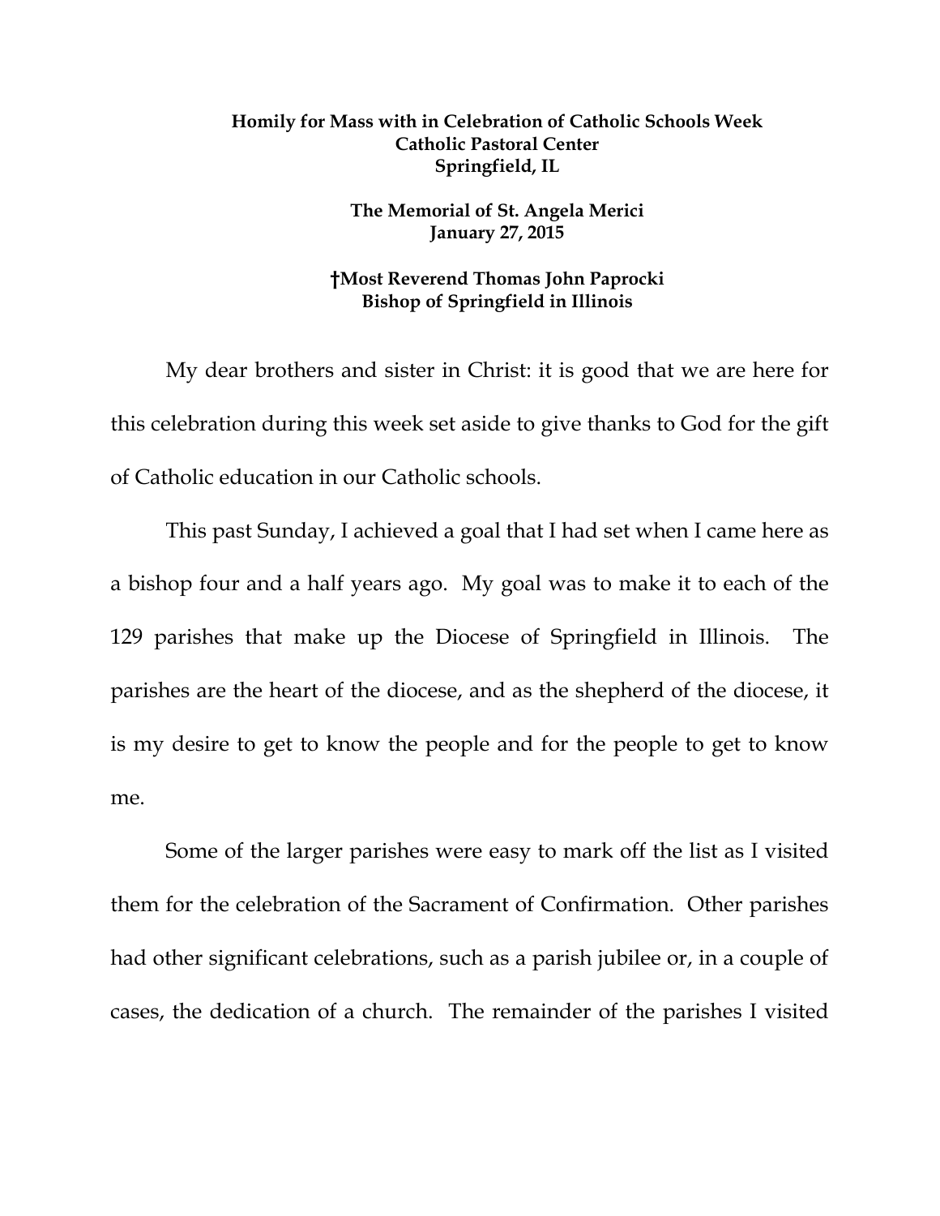**Homily for Mass with in Celebration of Catholic Schools Week**
**Catholic Pastoral Center**
**Springfield, IL**

**The Memorial of St. Angela Merici**
**January 27, 2015**

**†Most Reverend Thomas John Paprocki**
**Bishop of Springfield in Illinois**

My dear brothers and sister in Christ: it is good that we are here for this celebration during this week set aside to give thanks to God for the gift of Catholic education in our Catholic schools.

This past Sunday, I achieved a goal that I had set when I came here as a bishop four and a half years ago. My goal was to make it to each of the 129 parishes that make up the Diocese of Springfield in Illinois. The parishes are the heart of the diocese, and as the shepherd of the diocese, it is my desire to get to know the people and for the people to get to know me.

Some of the larger parishes were easy to mark off the list as I visited them for the celebration of the Sacrament of Confirmation. Other parishes had other significant celebrations, such as a parish jubilee or, in a couple of cases, the dedication of a church. The remainder of the parishes I visited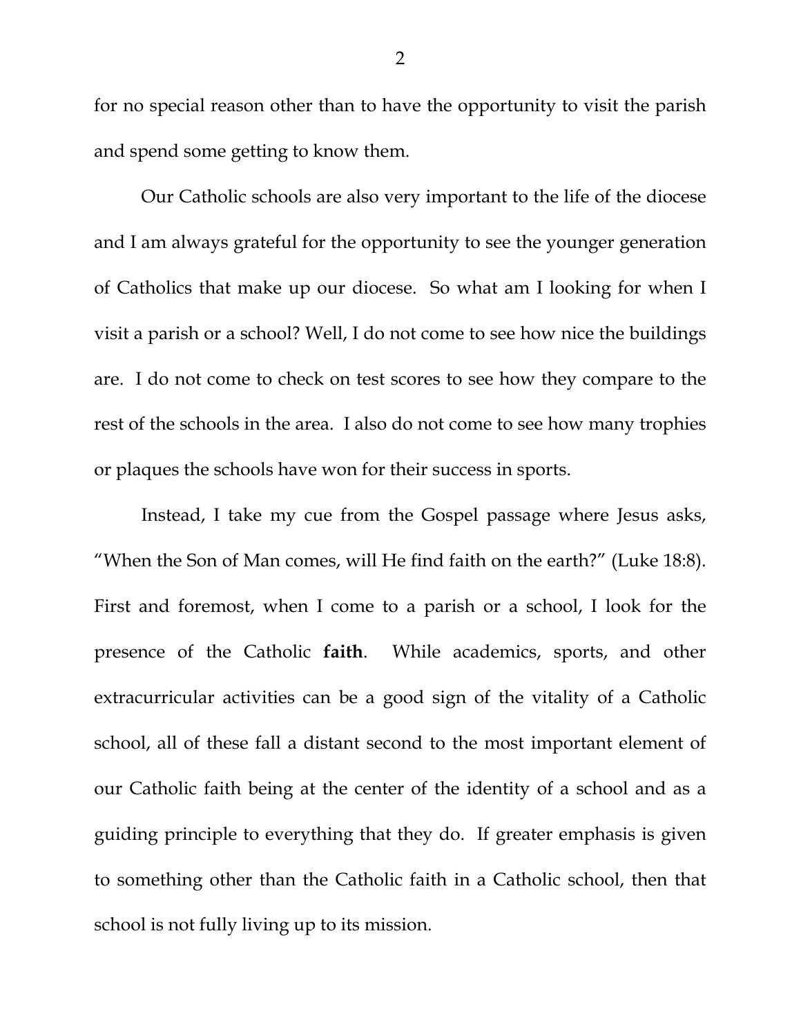for no special reason other than to have the opportunity to visit the parish and spend some getting to know them.

Our Catholic schools are also very important to the life of the diocese and I am always grateful for the opportunity to see the younger generation of Catholics that make up our diocese. So what am I looking for when I visit a parish or a school? Well, I do not come to see how nice the buildings are. I do not come to check on test scores to see how they compare to the rest of the schools in the area. I also do not come to see how many trophies or plaques the schools have won for their success in sports.

Instead, I take my cue from the Gospel passage where Jesus asks, "When the Son of Man comes, will He find faith on the earth?" (Luke 18:8). First and foremost, when I come to a parish or a school, I look for the presence of the Catholic **faith**. While academics, sports, and other extracurricular activities can be a good sign of the vitality of a Catholic school, all of these fall a distant second to the most important element of our Catholic faith being at the center of the identity of a school and as a guiding principle to everything that they do. If greater emphasis is given to something other than the Catholic faith in a Catholic school, then that school is not fully living up to its mission.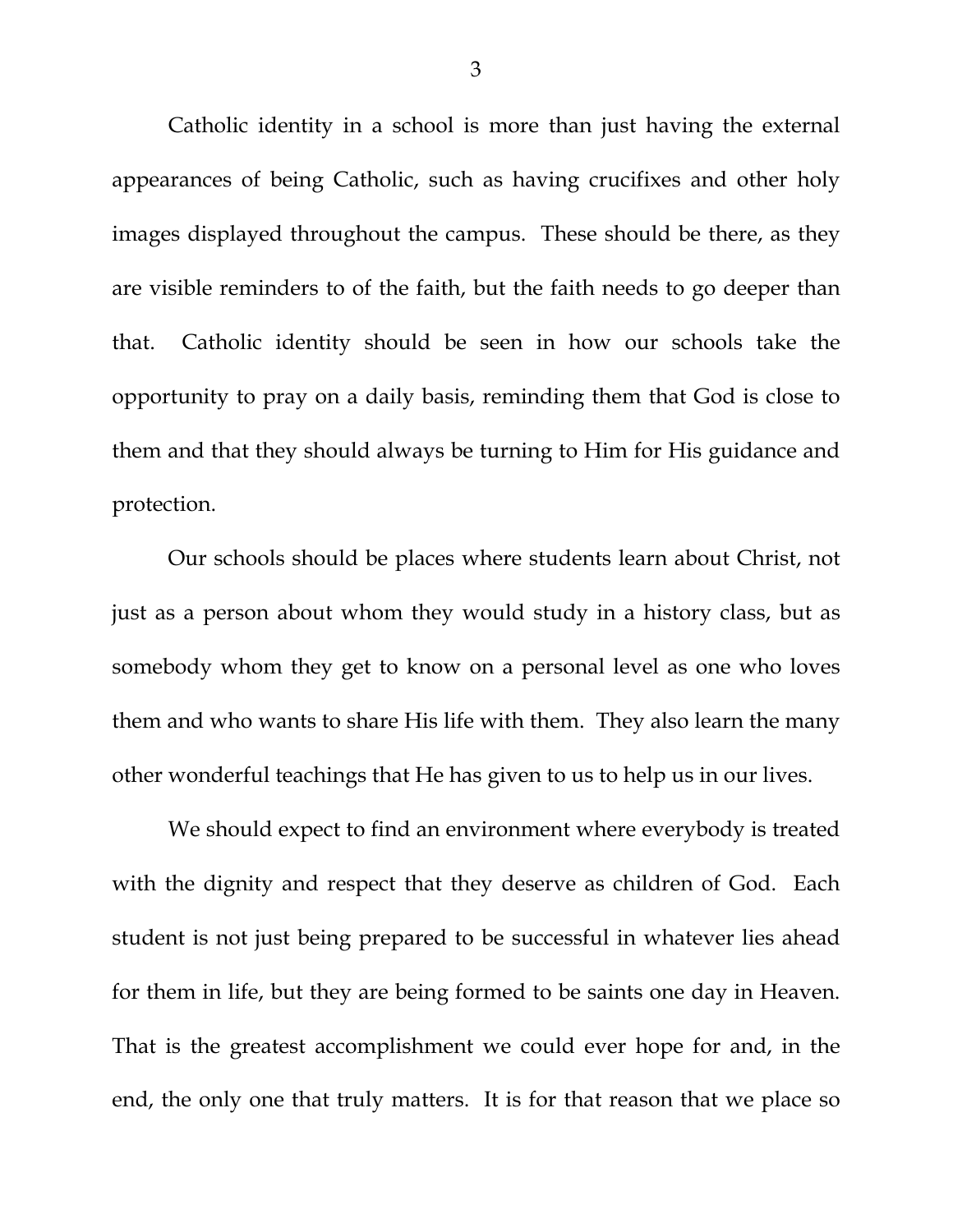Catholic identity in a school is more than just having the external appearances of being Catholic, such as having crucifixes and other holy images displayed throughout the campus. These should be there, as they are visible reminders to of the faith, but the faith needs to go deeper than that. Catholic identity should be seen in how our schools take the opportunity to pray on a daily basis, reminding them that God is close to them and that they should always be turning to Him for His guidance and protection.

Our schools should be places where students learn about Christ, not just as a person about whom they would study in a history class, but as somebody whom they get to know on a personal level as one who loves them and who wants to share His life with them. They also learn the many other wonderful teachings that He has given to us to help us in our lives.

We should expect to find an environment where everybody is treated with the dignity and respect that they deserve as children of God. Each student is not just being prepared to be successful in whatever lies ahead for them in life, but they are being formed to be saints one day in Heaven. That is the greatest accomplishment we could ever hope for and, in the end, the only one that truly matters. It is for that reason that we place so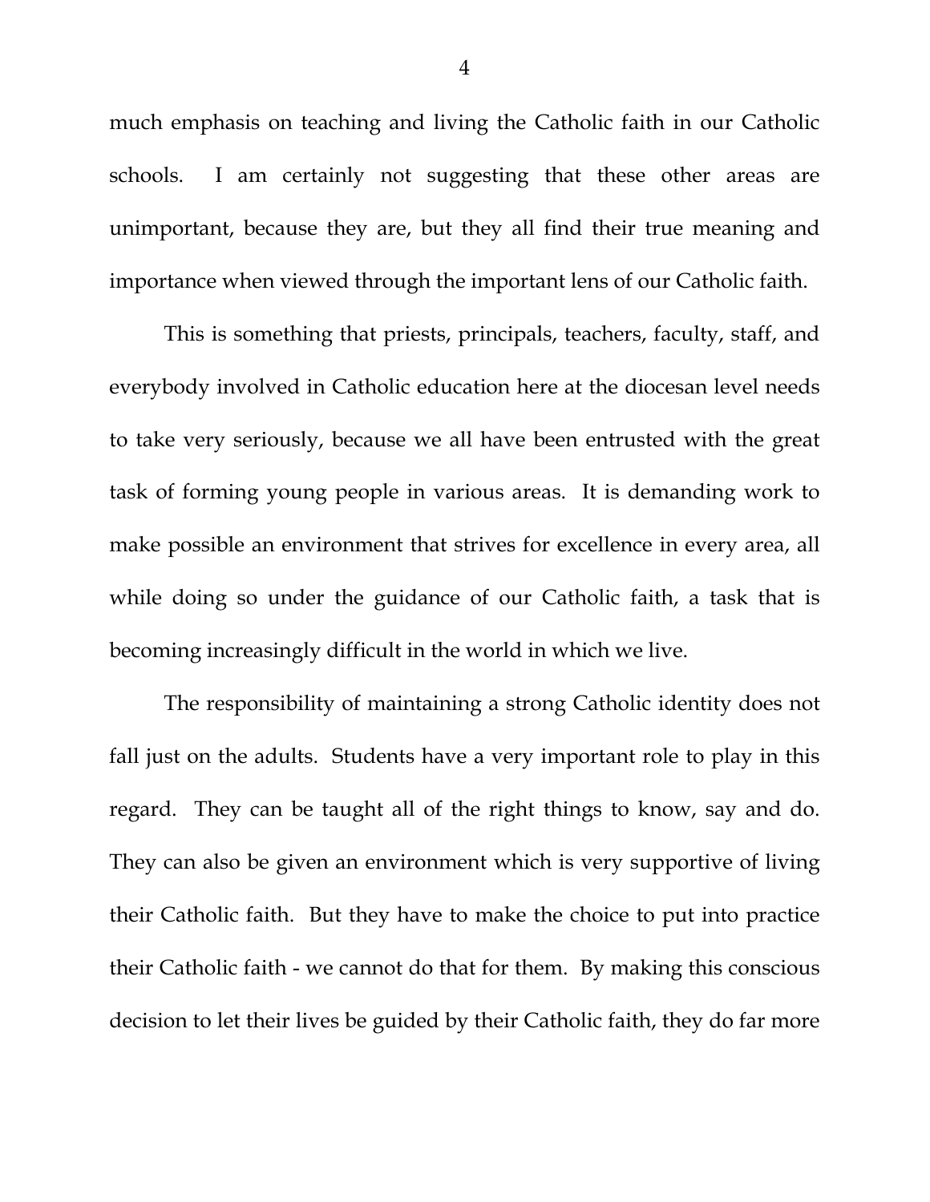much emphasis on teaching and living the Catholic faith in our Catholic schools. I am certainly not suggesting that these other areas are unimportant, because they are, but they all find their true meaning and importance when viewed through the important lens of our Catholic faith.

This is something that priests, principals, teachers, faculty, staff, and everybody involved in Catholic education here at the diocesan level needs to take very seriously, because we all have been entrusted with the great task of forming young people in various areas. It is demanding work to make possible an environment that strives for excellence in every area, all while doing so under the guidance of our Catholic faith, a task that is becoming increasingly difficult in the world in which we live.

The responsibility of maintaining a strong Catholic identity does not fall just on the adults. Students have a very important role to play in this regard. They can be taught all of the right things to know, say and do. They can also be given an environment which is very supportive of living their Catholic faith. But they have to make the choice to put into practice their Catholic faith - we cannot do that for them. By making this conscious decision to let their lives be guided by their Catholic faith, they do far more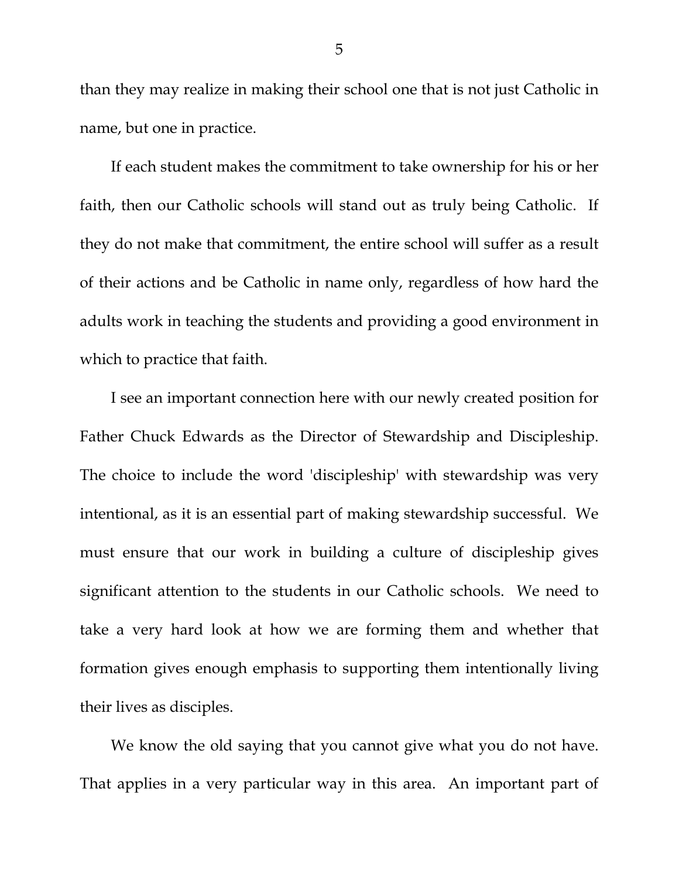than they may realize in making their school one that is not just Catholic in name, but one in practice.

If each student makes the commitment to take ownership for his or her faith, then our Catholic schools will stand out as truly being Catholic. If they do not make that commitment, the entire school will suffer as a result of their actions and be Catholic in name only, regardless of how hard the adults work in teaching the students and providing a good environment in which to practice that faith.

I see an important connection here with our newly created position for Father Chuck Edwards as the Director of Stewardship and Discipleship. The choice to include the word 'discipleship' with stewardship was very intentional, as it is an essential part of making stewardship successful. We must ensure that our work in building a culture of discipleship gives significant attention to the students in our Catholic schools. We need to take a very hard look at how we are forming them and whether that formation gives enough emphasis to supporting them intentionally living their lives as disciples.

We know the old saying that you cannot give what you do not have. That applies in a very particular way in this area. An important part of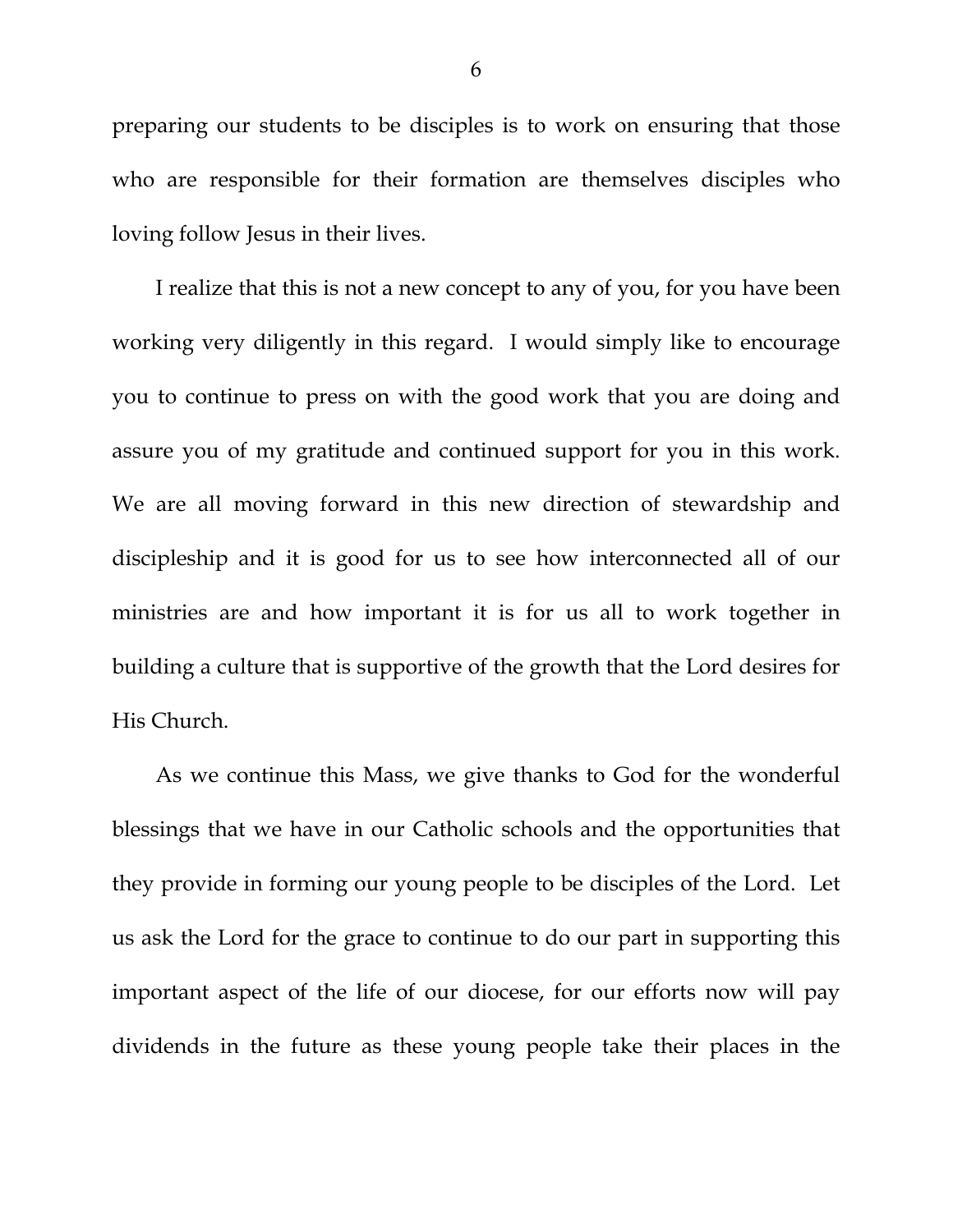preparing our students to be disciples is to work on ensuring that those who are responsible for their formation are themselves disciples who loving follow Jesus in their lives.

I realize that this is not a new concept to any of you, for you have been working very diligently in this regard. I would simply like to encourage you to continue to press on with the good work that you are doing and assure you of my gratitude and continued support for you in this work. We are all moving forward in this new direction of stewardship and discipleship and it is good for us to see how interconnected all of our ministries are and how important it is for us all to work together in building a culture that is supportive of the growth that the Lord desires for His Church.

As we continue this Mass, we give thanks to God for the wonderful blessings that we have in our Catholic schools and the opportunities that they provide in forming our young people to be disciples of the Lord. Let us ask the Lord for the grace to continue to do our part in supporting this important aspect of the life of our diocese, for our efforts now will pay dividends in the future as these young people take their places in the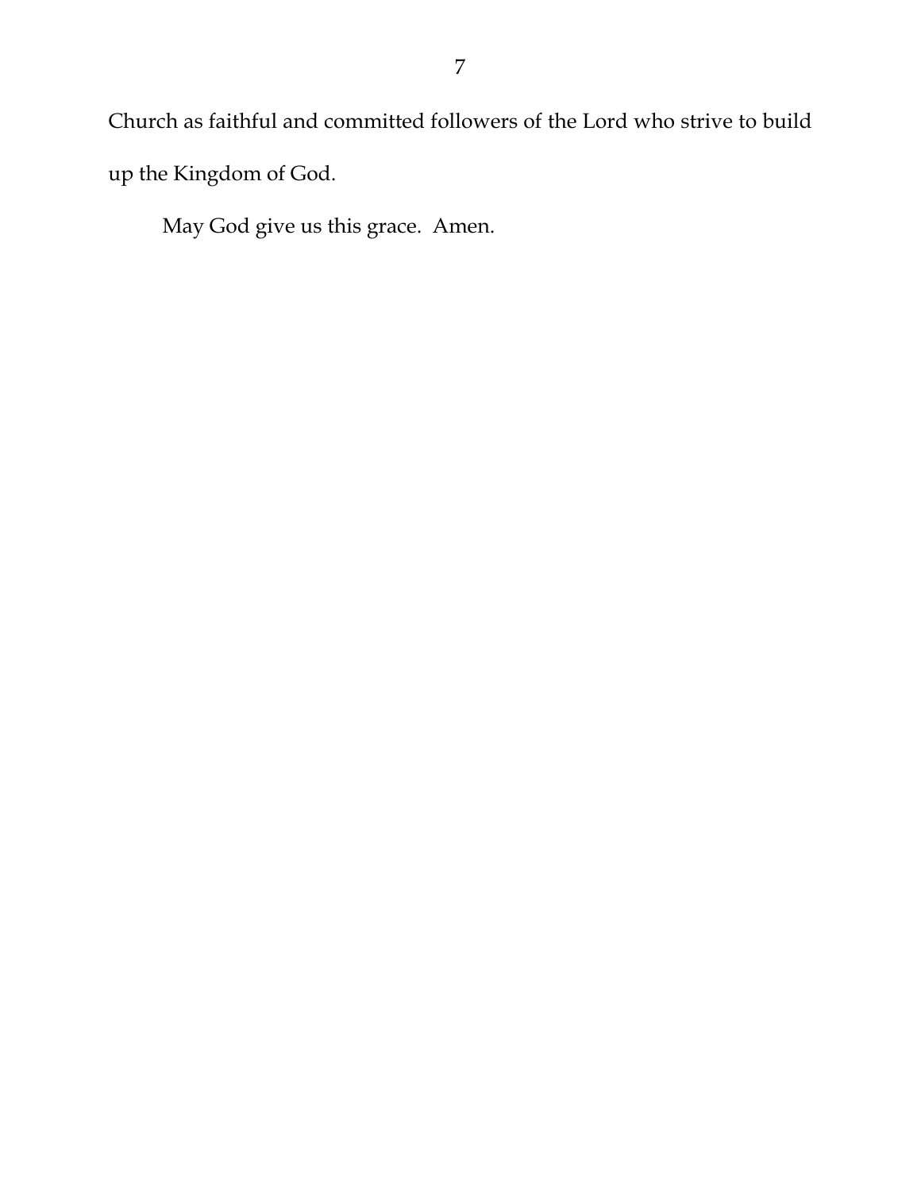Church as faithful and committed followers of the Lord who strive to build up the Kingdom of God.

May God give us this grace. Amen.